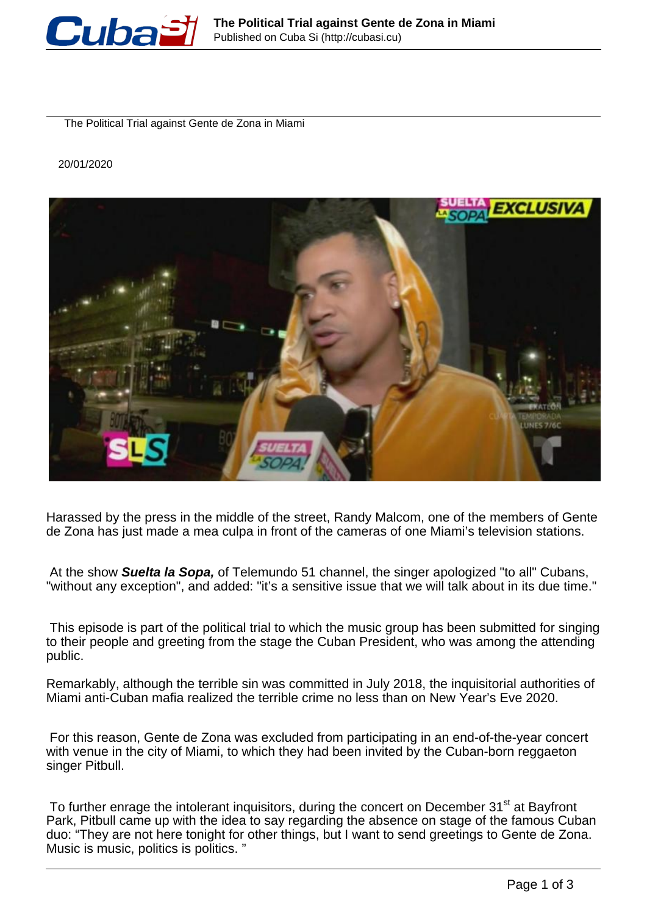# The Political Trial against Gente de Zona in Miami

20/01/2020

Harassed by the press in the middle of the street, Randy Malcom, one of the members of Gente de Zona has just made a mea culpa in front of the cameras of one Miami's television stations.

At the show ***Suelta la Sopa,*** of Telemundo 51 channel, the singer apologized "to all" Cubans, "without any exception", and added: "it's a sensitive issue that we will talk about in its due time."

This episode is part of the political trial to which the music group has been submitted for singing to their people and greeting from the stage the Cuban President, who was among the attending public.

Remarkably, although the terrible sin was committed in July 2018, the inquisitorial authorities of Miami anti-Cuban mafia realized the terrible crime no less than on New Year's Eve 2020.

For this reason, Gente de Zona was excluded from participating in an end-of-the-year concert with venue in the city of Miami, to which they had been invited by the Cuban-born reggaeton singer Pitbull.

To further enrage the intolerant inquisitors, during the concert on December 31st at Bayfront Park, Pitbull came up with the idea to say regarding the absence on stage of the famous Cuban duo: "They are not here tonight for other things, but I want to send greetings to Gente de Zona. Music is music, politics is politics. "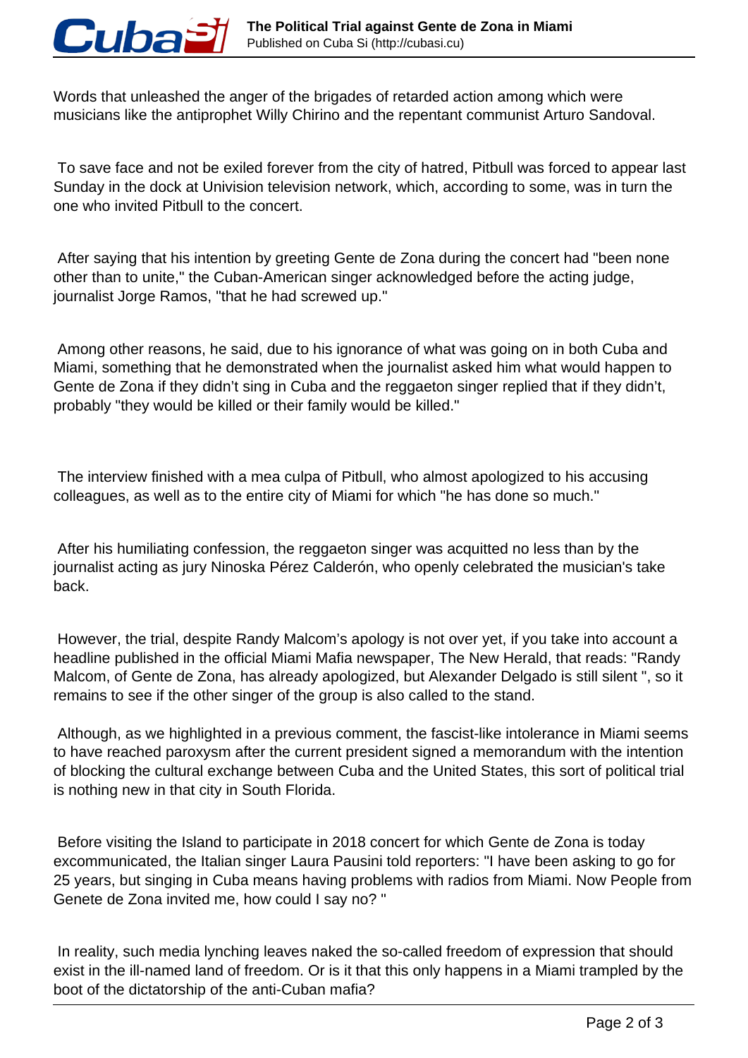Words that unleashed the anger of the brigades of retarded action among which were musicians like the antiprophet Willy Chirino and the repentant communist Arturo Sandoval.

To save face and not be exiled forever from the city of hatred, Pitbull was forced to appear last Sunday in the dock at Univision television network, which, according to some, was in turn the one who invited Pitbull to the concert.

After saying that his intention by greeting Gente de Zona during the concert had "been none other than to unite," the Cuban-American singer acknowledged before the acting judge, journalist Jorge Ramos, "that he had screwed up."

Among other reasons, he said, due to his ignorance of what was going on in both Cuba and Miami, something that he demonstrated when the journalist asked him what would happen to Gente de Zona if they didn't sing in Cuba and the reggaeton singer replied that if they didn't, probably "they would be killed or their family would be killed."

The interview finished with a mea culpa of Pitbull, who almost apologized to his accusing colleagues, as well as to the entire city of Miami for which "he has done so much."

After his humiliating confession, the reggaeton singer was acquitted no less than by the journalist acting as jury Ninoska Pérez Calderón, who openly celebrated the musician's take back.

However, the trial, despite Randy Malcom's apology is not over yet, if you take into account a headline published in the official Miami Mafia newspaper, The New Herald, that reads: "Randy Malcom, of Gente de Zona, has already apologized, but Alexander Delgado is still silent ", so it remains to see if the other singer of the group is also called to the stand.

Although, as we highlighted in a previous comment, the fascist-like intolerance in Miami seems to have reached paroxysm after the current president signed a memorandum with the intention of blocking the cultural exchange between Cuba and the United States, this sort of political trial is nothing new in that city in South Florida.

Before visiting the Island to participate in 2018 concert for which Gente de Zona is today excommunicated, the Italian singer Laura Pausini told reporters: "I have been asking to go for 25 years, but singing in Cuba means having problems with radios from Miami. Now People from Genete de Zona invited me, how could I say no? "

In reality, such media lynching leaves naked the so-called freedom of expression that should exist in the ill-named land of freedom. Or is it that this only happens in a Miami trampled by the boot of the dictatorship of the anti-Cuban mafia?